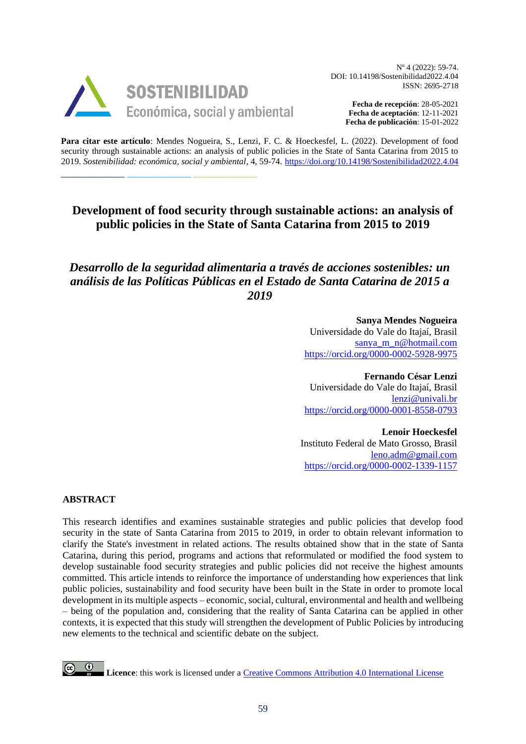Nº 4 (2022): 59-74.
DOI: 10.14198/Sostenibilidad2022.4.04
ISSN: 2695-2718

**Fecha de recepción**: 28-05-2021
**Fecha de aceptación**: 12-11-2021
**Fecha de publicación**: 15-01-2022

**Para citar este artículo**: Mendes Nogueira, S., Lenzi, F. C. & Hoeckesfel, L. (2022). Development of food security through sustainable actions: an analysis of public policies in the State of Santa Catarina from 2015 to 2019. *Sostenibilidad: económica, social y ambiental*, 4, 59-74. https://doi.org/10.14198/Sostenibilidad2022.4.04

# Development of food security through sustainable actions: an analysis of public policies in the State of Santa Catarina from 2015 to 2019

## *Desarrollo de la seguridad alimentaria a través de acciones sostenibles: un análisis de las Políticas Públicas en el Estado de Santa Catarina de 2015 a 2019*

**Sanya Mendes Nogueira**
Universidade do Vale do Itajaí, Brasil
sanya_m_n@hotmail.com
https://orcid.org/0000-0002-5928-9975

**Fernando César Lenzi**
Universidade do Vale do Itajaí, Brasil
lenzi@univali.br
https://orcid.org/0000-0001-8558-0793

**Lenoir Hoeckesfel**
Instituto Federal de Mato Grosso, Brasil
leno.adm@gmail.com
https://orcid.org/0000-0002-1339-1157

## ABSTRACT

This research identifies and examines sustainable strategies and public policies that develop food security in the state of Santa Catarina from 2015 to 2019, in order to obtain relevant information to clarify the State's investment in related actions. The results obtained show that in the state of Santa Catarina, during this period, programs and actions that reformulated or modified the food system to develop sustainable food security strategies and public policies did not receive the highest amounts committed. This article intends to reinforce the importance of understanding how experiences that link public policies, sustainability and food security have been built in the State in order to promote local development in its multiple aspects – economic, social, cultural, environmental and health and wellbeing – being of the population and, considering that the reality of Santa Catarina can be applied in other contexts, it is expected that this study will strengthen the development of Public Policies by introducing new elements to the technical and scientific debate on the subject.

**Licence**: this work is licensed under a Creative Commons Attribution 4.0 International License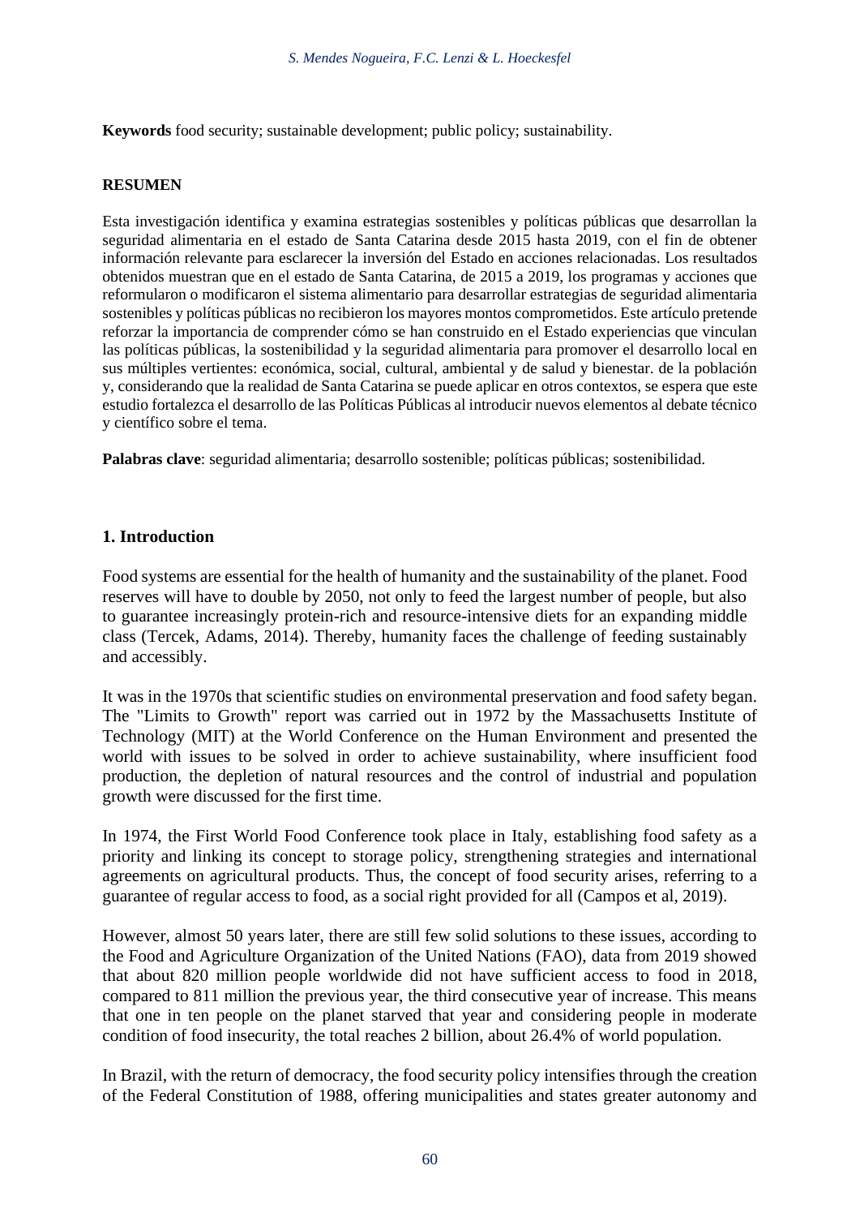**Keywords** food security; sustainable development; public policy; sustainability.

**RESUMEN**

Esta investigación identifica y examina estrategias sostenibles y políticas públicas que desarrollan la seguridad alimentaria en el estado de Santa Catarina desde 2015 hasta 2019, con el fin de obtener información relevante para esclarecer la inversión del Estado en acciones relacionadas. Los resultados obtenidos muestran que en el estado de Santa Catarina, de 2015 a 2019, los programas y acciones que reformularon o modificaron el sistema alimentario para desarrollar estrategias de seguridad alimentaria sostenibles y políticas públicas no recibieron los mayores montos comprometidos. Este artículo pretende reforzar la importancia de comprender cómo se han construido en el Estado experiencias que vinculan las políticas públicas, la sostenibilidad y la seguridad alimentaria para promover el desarrollo local en sus múltiples vertientes: económica, social, cultural, ambiental y de salud y bienestar. de la población y, considerando que la realidad de Santa Catarina se puede aplicar en otros contextos, se espera que este estudio fortalezca el desarrollo de las Políticas Públicas al introducir nuevos elementos al debate técnico y científico sobre el tema.

**Palabras clave**: seguridad alimentaria; desarrollo sostenible; políticas públicas; sostenibilidad.

## 1. Introduction

Food systems are essential for the health of humanity and the sustainability of the planet. Food reserves will have to double by 2050, not only to feed the largest number of people, but also to guarantee increasingly protein-rich and resource-intensive diets for an expanding middle class (Tercek, Adams, 2014). Thereby, humanity faces the challenge of feeding sustainably and accessibly.

It was in the 1970s that scientific studies on environmental preservation and food safety began. The "Limits to Growth" report was carried out in 1972 by the Massachusetts Institute of Technology (MIT) at the World Conference on the Human Environment and presented the world with issues to be solved in order to achieve sustainability, where insufficient food production, the depletion of natural resources and the control of industrial and population growth were discussed for the first time.

In 1974, the First World Food Conference took place in Italy, establishing food safety as a priority and linking its concept to storage policy, strengthening strategies and international agreements on agricultural products. Thus, the concept of food security arises, referring to a guarantee of regular access to food, as a social right provided for all (Campos et al, 2019).

However, almost 50 years later, there are still few solid solutions to these issues, according to the Food and Agriculture Organization of the United Nations (FAO), data from 2019 showed that about 820 million people worldwide did not have sufficient access to food in 2018, compared to 811 million the previous year, the third consecutive year of increase. This means that one in ten people on the planet starved that year and considering people in moderate condition of food insecurity, the total reaches 2 billion, about 26.4% of world population.

In Brazil, with the return of democracy, the food security policy intensifies through the creation of the Federal Constitution of 1988, offering municipalities and states greater autonomy and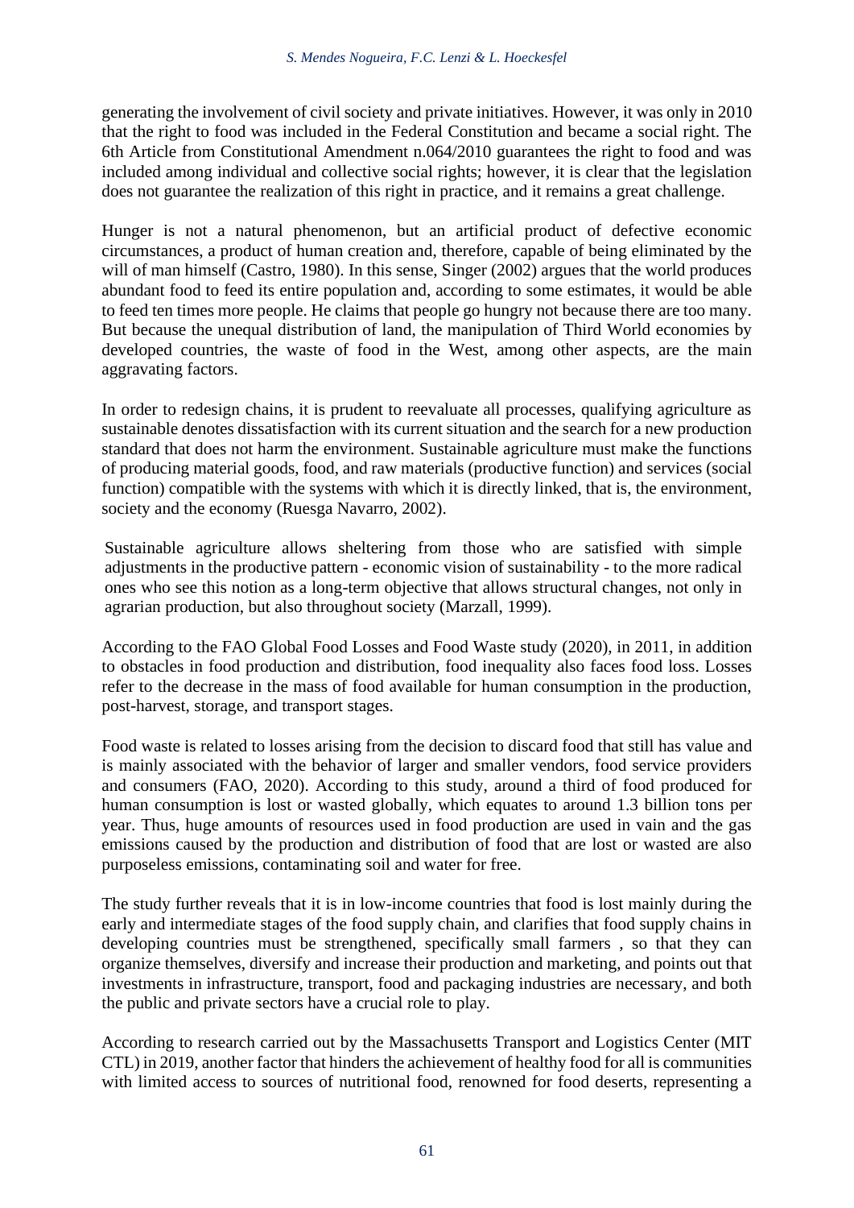generating the involvement of civil society and private initiatives. However, it was only in 2010 that the right to food was included in the Federal Constitution and became a social right. The 6th Article from Constitutional Amendment n.064/2010 guarantees the right to food and was included among individual and collective social rights; however, it is clear that the legislation does not guarantee the realization of this right in practice, and it remains a great challenge.

Hunger is not a natural phenomenon, but an artificial product of defective economic circumstances, a product of human creation and, therefore, capable of being eliminated by the will of man himself (Castro, 1980). In this sense, Singer (2002) argues that the world produces abundant food to feed its entire population and, according to some estimates, it would be able to feed ten times more people. He claims that people go hungry not because there are too many. But because the unequal distribution of land, the manipulation of Third World economies by developed countries, the waste of food in the West, among other aspects, are the main aggravating factors.

In order to redesign chains, it is prudent to reevaluate all processes, qualifying agriculture as sustainable denotes dissatisfaction with its current situation and the search for a new production standard that does not harm the environment. Sustainable agriculture must make the functions of producing material goods, food, and raw materials (productive function) and services (social function) compatible with the systems with which it is directly linked, that is, the environment, society and the economy (Ruesga Navarro, 2002).

> Sustainable agriculture allows sheltering from those who are satisfied with simple adjustments in the productive pattern - economic vision of sustainability - to the more radical ones who see this notion as a long-term objective that allows structural changes, not only in agrarian production, but also throughout society (Marzall, 1999).

According to the FAO Global Food Losses and Food Waste study (2020), in 2011, in addition to obstacles in food production and distribution, food inequality also faces food loss. Losses refer to the decrease in the mass of food available for human consumption in the production, post-harvest, storage, and transport stages.

Food waste is related to losses arising from the decision to discard food that still has value and is mainly associated with the behavior of larger and smaller vendors, food service providers and consumers (FAO, 2020). According to this study, around a third of food produced for human consumption is lost or wasted globally, which equates to around 1.3 billion tons per year. Thus, huge amounts of resources used in food production are used in vain and the gas emissions caused by the production and distribution of food that are lost or wasted are also purposeless emissions, contaminating soil and water for free.

The study further reveals that it is in low-income countries that food is lost mainly during the early and intermediate stages of the food supply chain, and clarifies that food supply chains in developing countries must be strengthened, specifically small farmers , so that they can organize themselves, diversify and increase their production and marketing, and points out that investments in infrastructure, transport, food and packaging industries are necessary, and both the public and private sectors have a crucial role to play.

According to research carried out by the Massachusetts Transport and Logistics Center (MIT CTL) in 2019, another factor that hinders the achievement of healthy food for all is communities with limited access to sources of nutritional food, renowned for food deserts, representing a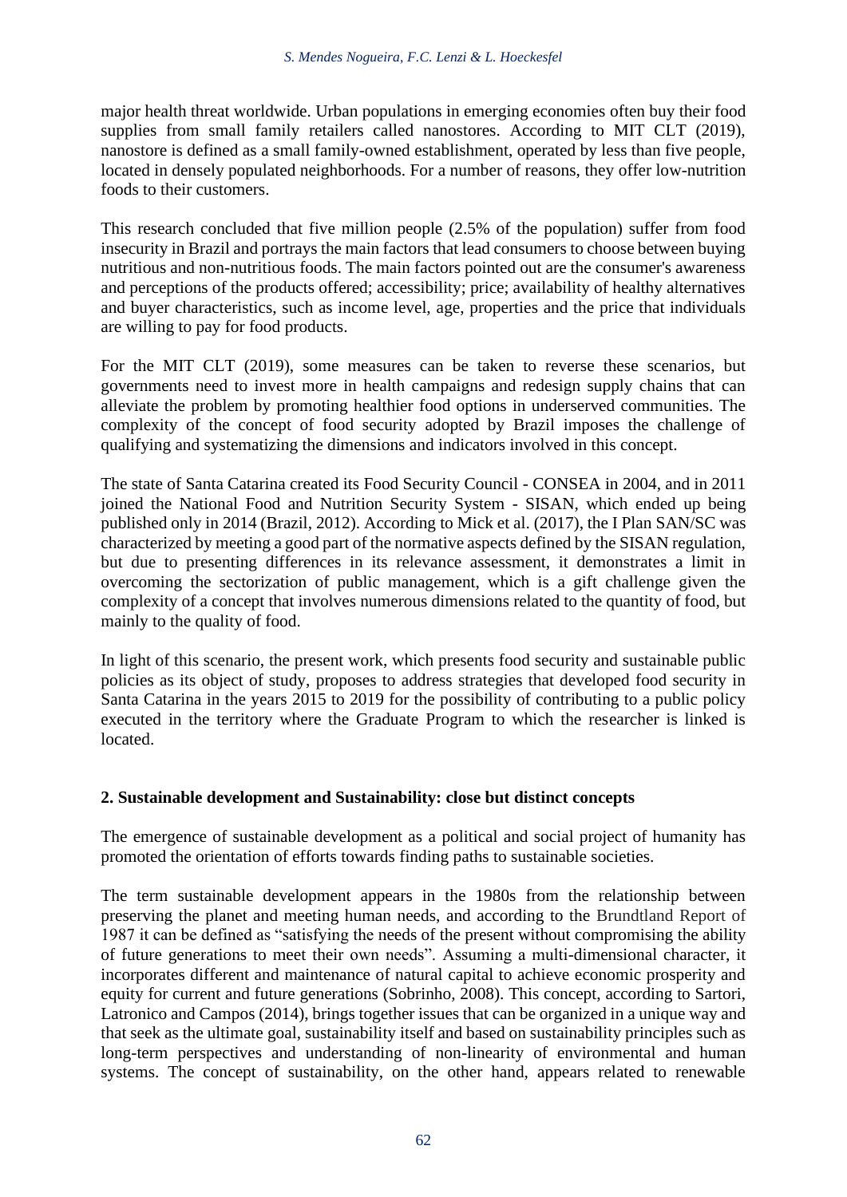major health threat worldwide. Urban populations in emerging economies often buy their food supplies from small family retailers called nanostores. According to MIT CLT (2019), nanostore is defined as a small family-owned establishment, operated by less than five people, located in densely populated neighborhoods. For a number of reasons, they offer low-nutrition foods to their customers.

This research concluded that five million people (2.5% of the population) suffer from food insecurity in Brazil and portrays the main factors that lead consumers to choose between buying nutritious and non-nutritious foods. The main factors pointed out are the consumer's awareness and perceptions of the products offered; accessibility; price; availability of healthy alternatives and buyer characteristics, such as income level, age, properties and the price that individuals are willing to pay for food products.

For the MIT CLT (2019), some measures can be taken to reverse these scenarios, but governments need to invest more in health campaigns and redesign supply chains that can alleviate the problem by promoting healthier food options in underserved communities. The complexity of the concept of food security adopted by Brazil imposes the challenge of qualifying and systematizing the dimensions and indicators involved in this concept.

The state of Santa Catarina created its Food Security Council - CONSEA in 2004, and in 2011 joined the National Food and Nutrition Security System - SISAN, which ended up being published only in 2014 (Brazil, 2012). According to Mick et al. (2017), the I Plan SAN/SC was characterized by meeting a good part of the normative aspects defined by the SISAN regulation, but due to presenting differences in its relevance assessment, it demonstrates a limit in overcoming the sectorization of public management, which is a gift challenge given the complexity of a concept that involves numerous dimensions related to the quantity of food, but mainly to the quality of food.

In light of this scenario, the present work, which presents food security and sustainable public policies as its object of study, proposes to address strategies that developed food security in Santa Catarina in the years 2015 to 2019 for the possibility of contributing to a public policy executed in the territory where the Graduate Program to which the researcher is linked is located.

## 2. Sustainable development and Sustainability: close but distinct concepts

The emergence of sustainable development as a political and social project of humanity has promoted the orientation of efforts towards finding paths to sustainable societies.

The term sustainable development appears in the 1980s from the relationship between preserving the planet and meeting human needs, and according to the Brundtland Report of 1987 it can be defined as "satisfying the needs of the present without compromising the ability of future generations to meet their own needs". Assuming a multi-dimensional character, it incorporates different and maintenance of natural capital to achieve economic prosperity and equity for current and future generations (Sobrinho, 2008). This concept, according to Sartori, Latronico and Campos (2014), brings together issues that can be organized in a unique way and that seek as the ultimate goal, sustainability itself and based on sustainability principles such as long-term perspectives and understanding of non-linearity of environmental and human systems. The concept of sustainability, on the other hand, appears related to renewable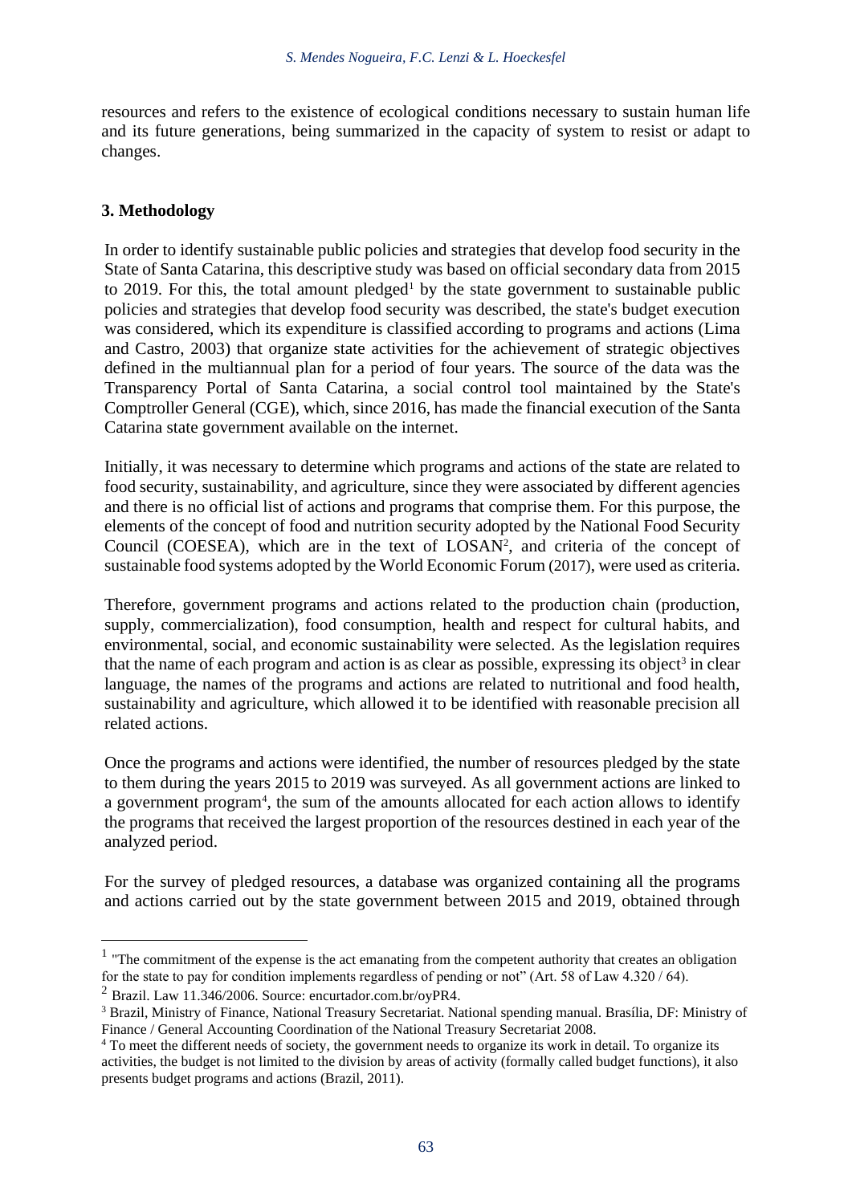resources and refers to the existence of ecological conditions necessary to sustain human life and its future generations, being summarized in the capacity of system to resist or adapt to changes.

## 3. Methodology

In order to identify sustainable public policies and strategies that develop food security in the State of Santa Catarina, this descriptive study was based on official secondary data from 2015 to 2019. For this, the total amount pledged[1] by the state government to sustainable public policies and strategies that develop food security was described, the state's budget execution was considered, which its expenditure is classified according to programs and actions (Lima and Castro, 2003) that organize state activities for the achievement of strategic objectives defined in the multiannual plan for a period of four years. The source of the data was the Transparency Portal of Santa Catarina, a social control tool maintained by the State's Comptroller General (CGE), which, since 2016, has made the financial execution of the Santa Catarina state government available on the internet.

Initially, it was necessary to determine which programs and actions of the state are related to food security, sustainability, and agriculture, since they were associated by different agencies and there is no official list of actions and programs that comprise them. For this purpose, the elements of the concept of food and nutrition security adopted by the National Food Security Council (COESEA), which are in the text of LOSAN[2], and criteria of the concept of sustainable food systems adopted by the World Economic Forum (2017), were used as criteria.

Therefore, government programs and actions related to the production chain (production, supply, commercialization), food consumption, health and respect for cultural habits, and environmental, social, and economic sustainability were selected. As the legislation requires that the name of each program and action is as clear as possible, expressing its object[3] in clear language, the names of the programs and actions are related to nutritional and food health, sustainability and agriculture, which allowed it to be identified with reasonable precision all related actions.

Once the programs and actions were identified, the number of resources pledged by the state to them during the years 2015 to 2019 was surveyed. As all government actions are linked to a government program[4], the sum of the amounts allocated for each action allows to identify the programs that received the largest proportion of the resources destined in each year of the analyzed period.

For the survey of pledged resources, a database was organized containing all the programs and actions carried out by the state government between 2015 and 2019, obtained through

---

[1] "The commitment of the expense is the act emanating from the competent authority that creates an obligation for the state to pay for condition implements regardless of pending or not" (Art. 58 of Law 4.320 / 64).

[2] Brazil. Law 11.346/2006. Source: encurtador.com.br/oyPR4.

[3] Brazil, Ministry of Finance, National Treasury Secretariat. National spending manual. Brasília, DF: Ministry of Finance / General Accounting Coordination of the National Treasury Secretariat 2008.

[4] To meet the different needs of society, the government needs to organize its work in detail. To organize its activities, the budget is not limited to the division by areas of activity (formally called budget functions), it also presents budget programs and actions (Brazil, 2011).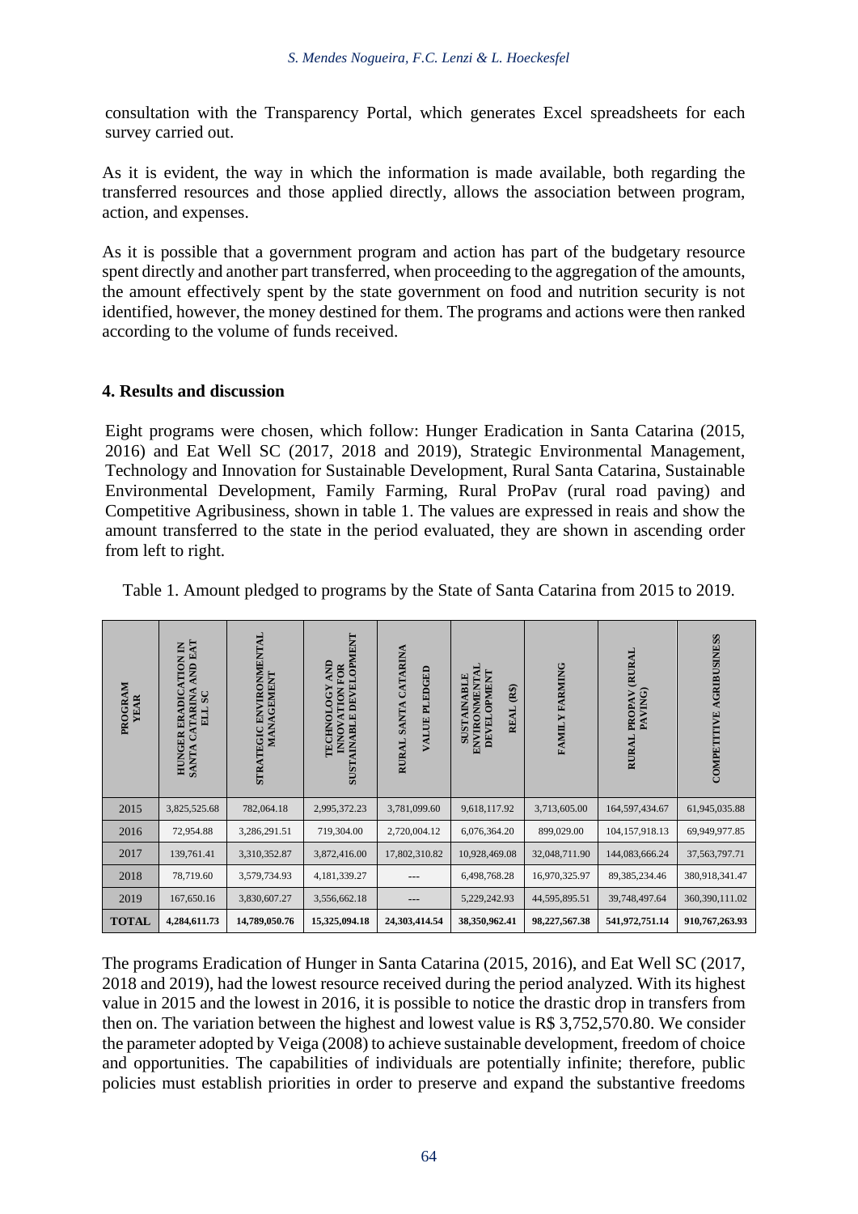consultation with the Transparency Portal, which generates Excel spreadsheets for each survey carried out.

As it is evident, the way in which the information is made available, both regarding the transferred resources and those applied directly, allows the association between program, action, and expenses.

As it is possible that a government program and action has part of the budgetary resource spent directly and another part transferred, when proceeding to the aggregation of the amounts, the amount effectively spent by the state government on food and nutrition security is not identified, however, the money destined for them. The programs and actions were then ranked according to the volume of funds received.

## 4. Results and discussion

Eight programs were chosen, which follow: Hunger Eradication in Santa Catarina (2015, 2016) and Eat Well SC (2017, 2018 and 2019), Strategic Environmental Management, Technology and Innovation for Sustainable Development, Rural Santa Catarina, Sustainable Environmental Development, Family Farming, Rural ProPav (rural road paving) and Competitive Agribusiness, shown in table 1. The values are expressed in reais and show the amount transferred to the state in the period evaluated, they are shown in ascending order from left to right.

Table 1. Amount pledged to programs by the State of Santa Catarina from 2015 to 2019.

| PROGRAM YEAR | HUNGER ERADICATION IN SANTA CATARINA AND EAT ELL SC | STRATEGIC ENVIRONMENTAL MANAGEMENT | TECHNOLOGY AND INNOVATION FOR SUSTAINABLE DEVELOPMENT | RURAL SANTA CATARINA VALUE PLEDGED | SUSTAINABLE ENVIRONMENTAL DEVELOPMENT REAL (R$) | FAMILY FARMING | RURAL PROPAV (RURAL PAVING) | COMPETITIVE AGRIBUSINESS |
|---|---|---|---|---|---|---|---|---|
| 2015 | 3,825,525.68 | 782,064.18 | 2,995,372.23 | 3,781,099.60 | 9,618,117.92 | 3,713,605.00 | 164,597,434.67 | 61,945,035.88 |
| 2016 | 72,954.88 | 3,286,291.51 | 719,304.00 | 2,720,004.12 | 6,076,364.20 | 899,029.00 | 104,157,918.13 | 69,949,977.85 |
| 2017 | 139,761.41 | 3,310,352.87 | 3,872,416.00 | 17,802,310.82 | 10,928,469.08 | 32,048,711.90 | 144,083,666.24 | 37,563,797.71 |
| 2018 | 78,719.60 | 3,579,734.93 | 4,181,339.27 | --- | 6,498,768.28 | 16,970,325.97 | 89,385,234.46 | 380,918,341.47 |
| 2019 | 167,650.16 | 3,830,607.27 | 3,556,662.18 | --- | 5,229,242.93 | 44,595,895.51 | 39,748,497.64 | 360,390,111.02 |
| **TOTAL** | **4,284,611.73** | **14,789,050.76** | **15,325,094.18** | **24,303,414.54** | **38,350,962.41** | **98,227,567.38** | **541,972,751.14** | **910,767,263.93** |

The programs Eradication of Hunger in Santa Catarina (2015, 2016), and Eat Well SC (2017, 2018 and 2019), had the lowest resource received during the period analyzed. With its highest value in 2015 and the lowest in 2016, it is possible to notice the drastic drop in transfers from then on. The variation between the highest and lowest value is R$ 3,752,570.80. We consider the parameter adopted by Veiga (2008) to achieve sustainable development, freedom of choice and opportunities. The capabilities of individuals are potentially infinite; therefore, public policies must establish priorities in order to preserve and expand the substantive freedoms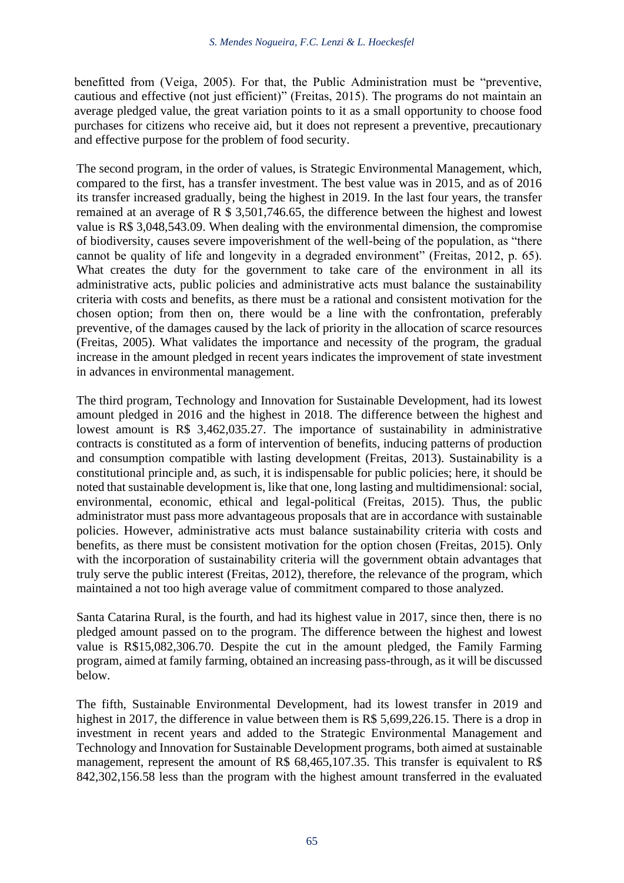benefitted from (Veiga, 2005). For that, the Public Administration must be "preventive, cautious and effective (not just efficient)" (Freitas, 2015). The programs do not maintain an average pledged value, the great variation points to it as a small opportunity to choose food purchases for citizens who receive aid, but it does not represent a preventive, precautionary and effective purpose for the problem of food security.

The second program, in the order of values, is Strategic Environmental Management, which, compared to the first, has a transfer investment. The best value was in 2015, and as of 2016 its transfer increased gradually, being the highest in 2019. In the last four years, the transfer remained at an average of R $ 3,501,746.65, the difference between the highest and lowest value is R$ 3,048,543.09. When dealing with the environmental dimension, the compromise of biodiversity, causes severe impoverishment of the well-being of the population, as "there cannot be quality of life and longevity in a degraded environment" (Freitas, 2012, p. 65). What creates the duty for the government to take care of the environment in all its administrative acts, public policies and administrative acts must balance the sustainability criteria with costs and benefits, as there must be a rational and consistent motivation for the chosen option; from then on, there would be a line with the confrontation, preferably preventive, of the damages caused by the lack of priority in the allocation of scarce resources (Freitas, 2005). What validates the importance and necessity of the program, the gradual increase in the amount pledged in recent years indicates the improvement of state investment in advances in environmental management.

The third program, Technology and Innovation for Sustainable Development, had its lowest amount pledged in 2016 and the highest in 2018. The difference between the highest and lowest amount is R$ 3,462,035.27. The importance of sustainability in administrative contracts is constituted as a form of intervention of benefits, inducing patterns of production and consumption compatible with lasting development (Freitas, 2013). Sustainability is a constitutional principle and, as such, it is indispensable for public policies; here, it should be noted that sustainable development is, like that one, long lasting and multidimensional: social, environmental, economic, ethical and legal-political (Freitas, 2015). Thus, the public administrator must pass more advantageous proposals that are in accordance with sustainable policies. However, administrative acts must balance sustainability criteria with costs and benefits, as there must be consistent motivation for the option chosen (Freitas, 2015). Only with the incorporation of sustainability criteria will the government obtain advantages that truly serve the public interest (Freitas, 2012), therefore, the relevance of the program, which maintained a not too high average value of commitment compared to those analyzed.

Santa Catarina Rural, is the fourth, and had its highest value in 2017, since then, there is no pledged amount passed on to the program. The difference between the highest and lowest value is R$15,082,306.70. Despite the cut in the amount pledged, the Family Farming program, aimed at family farming, obtained an increasing pass-through, as it will be discussed below.

The fifth, Sustainable Environmental Development, had its lowest transfer in 2019 and highest in 2017, the difference in value between them is R$ 5,699,226.15. There is a drop in investment in recent years and added to the Strategic Environmental Management and Technology and Innovation for Sustainable Development programs, both aimed at sustainable management, represent the amount of R$ 68,465,107.35. This transfer is equivalent to R$ 842,302,156.58 less than the program with the highest amount transferred in the evaluated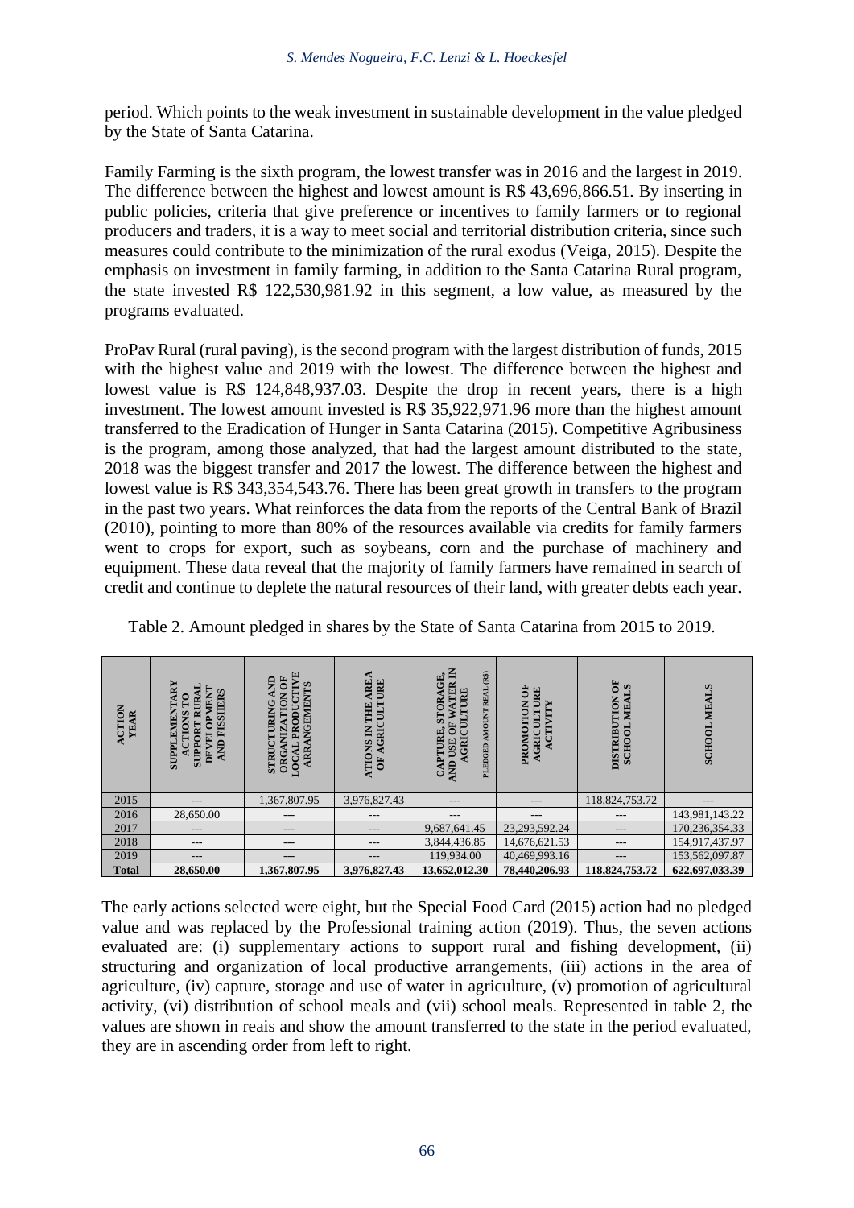period. Which points to the weak investment in sustainable development in the value pledged by the State of Santa Catarina.

Family Farming is the sixth program, the lowest transfer was in 2016 and the largest in 2019. The difference between the highest and lowest amount is R$ 43,696,866.51. By inserting in public policies, criteria that give preference or incentives to family farmers or to regional producers and traders, it is a way to meet social and territorial distribution criteria, since such measures could contribute to the minimization of the rural exodus (Veiga, 2015). Despite the emphasis on investment in family farming, in addition to the Santa Catarina Rural program, the state invested R$ 122,530,981.92 in this segment, a low value, as measured by the programs evaluated.

ProPav Rural (rural paving), is the second program with the largest distribution of funds, 2015 with the highest value and 2019 with the lowest. The difference between the highest and lowest value is R$ 124,848,937.03. Despite the drop in recent years, there is a high investment. The lowest amount invested is R$ 35,922,971.96 more than the highest amount transferred to the Eradication of Hunger in Santa Catarina (2015). Competitive Agribusiness is the program, among those analyzed, that had the largest amount distributed to the state, 2018 was the biggest transfer and 2017 the lowest. The difference between the highest and lowest value is R$ 343,354,543.76. There has been great growth in transfers to the program in the past two years. What reinforces the data from the reports of the Central Bank of Brazil (2010), pointing to more than 80% of the resources available via credits for family farmers went to crops for export, such as soybeans, corn and the purchase of machinery and equipment. These data reveal that the majority of family farmers have remained in search of credit and continue to deplete the natural resources of their land, with greater debts each year.

Table 2. Amount pledged in shares by the State of Santa Catarina from 2015 to 2019.

| ACTION YEAR | SUPPLEMENTARY ACTIONS TO SUPPORT RURAL DEVELOPMENT AND FISSHERS | STRUCTURING AND ORGANIZATION OF LOCAL PRODUCTIVE ARRANGEMENTS | ATIONS IN THE AREA OF AGRICULTURE | CAPTURE, STORAGE, AND USE OF WATER IN AGRICULTURE PLEDGED AMOUNT REAL (R$) | PROMOTION OF AGRICULTURE ACTIVITY | DISTRIBUTION OF SCHOOL MEALS | SCHOOL MEALS |
|---|---|---|---|---|---|---|---|
| 2015 | --- | 1,367,807.95 | 3,976,827.43 | --- | --- | 118,824,753.72 | --- |
| 2016 | 28,650.00 | --- | --- | --- | --- | --- | 143,981,143.22 |
| 2017 | --- | --- | --- | 9,687,641.45 | 23,293,592.24 | --- | 170,236,354.33 |
| 2018 | --- | --- | --- | 3,844,436.85 | 14,676,621.53 | --- | 154,917,437.97 |
| 2019 | --- | --- | --- | 119,934.00 | 40,469,993.16 | --- | 153,562,097.87 |
| **Total** | **28,650.00** | **1,367,807.95** | **3,976,827.43** | **13,652,012.30** | **78,440,206.93** | **118,824,753.72** | **622,697,033.39** |

The early actions selected were eight, but the Special Food Card (2015) action had no pledged value and was replaced by the Professional training action (2019). Thus, the seven actions evaluated are: (i) supplementary actions to support rural and fishing development, (ii) structuring and organization of local productive arrangements, (iii) actions in the area of agriculture, (iv) capture, storage and use of water in agriculture, (v) promotion of agricultural activity, (vi) distribution of school meals and (vii) school meals. Represented in table 2, the values are shown in reais and show the amount transferred to the state in the period evaluated, they are in ascending order from left to right.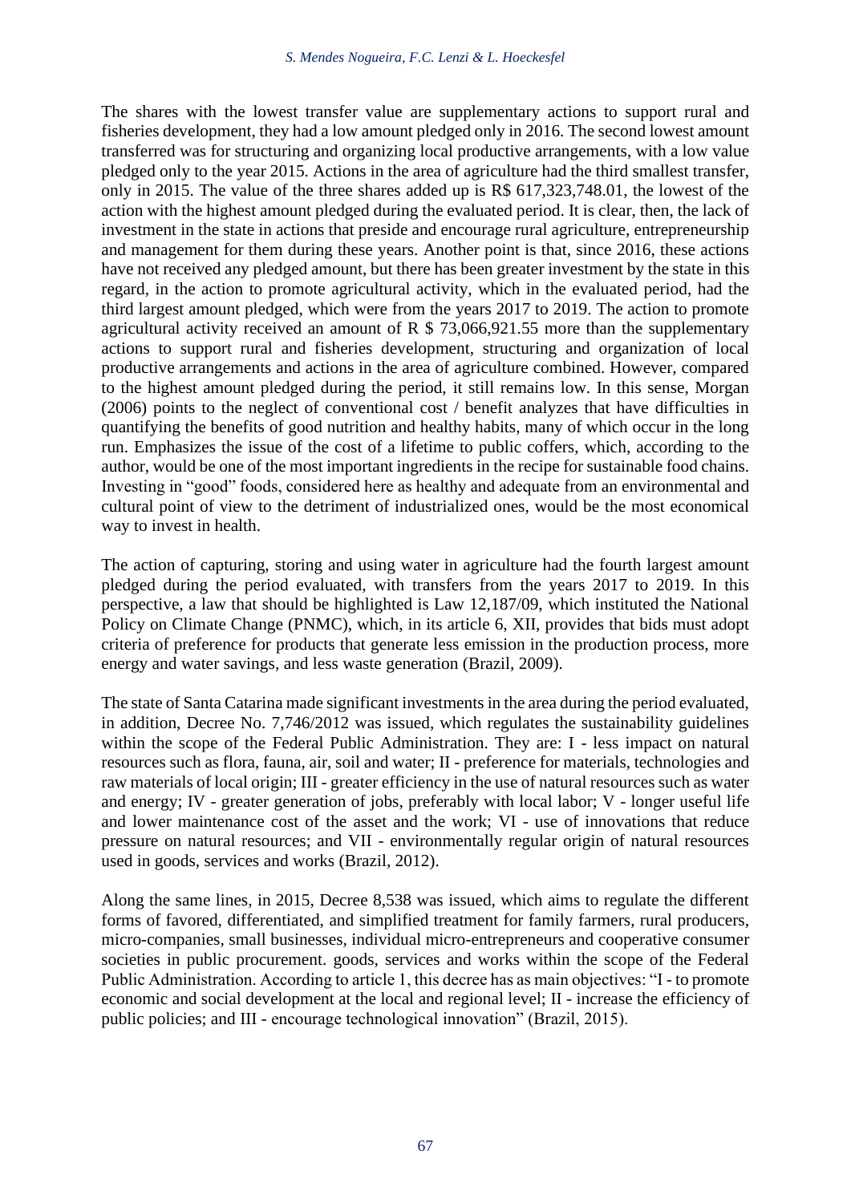The shares with the lowest transfer value are supplementary actions to support rural and fisheries development, they had a low amount pledged only in 2016. The second lowest amount transferred was for structuring and organizing local productive arrangements, with a low value pledged only to the year 2015. Actions in the area of agriculture had the third smallest transfer, only in 2015. The value of the three shares added up is R$ 617,323,748.01, the lowest of the action with the highest amount pledged during the evaluated period. It is clear, then, the lack of investment in the state in actions that preside and encourage rural agriculture, entrepreneurship and management for them during these years. Another point is that, since 2016, these actions have not received any pledged amount, but there has been greater investment by the state in this regard, in the action to promote agricultural activity, which in the evaluated period, had the third largest amount pledged, which were from the years 2017 to 2019. The action to promote agricultural activity received an amount of R $ 73,066,921.55 more than the supplementary actions to support rural and fisheries development, structuring and organization of local productive arrangements and actions in the area of agriculture combined. However, compared to the highest amount pledged during the period, it still remains low. In this sense, Morgan (2006) points to the neglect of conventional cost / benefit analyzes that have difficulties in quantifying the benefits of good nutrition and healthy habits, many of which occur in the long run. Emphasizes the issue of the cost of a lifetime to public coffers, which, according to the author, would be one of the most important ingredients in the recipe for sustainable food chains. Investing in "good" foods, considered here as healthy and adequate from an environmental and cultural point of view to the detriment of industrialized ones, would be the most economical way to invest in health.

The action of capturing, storing and using water in agriculture had the fourth largest amount pledged during the period evaluated, with transfers from the years 2017 to 2019. In this perspective, a law that should be highlighted is Law 12,187/09, which instituted the National Policy on Climate Change (PNMC), which, in its article 6, XII, provides that bids must adopt criteria of preference for products that generate less emission in the production process, more energy and water savings, and less waste generation (Brazil, 2009).

The state of Santa Catarina made significant investments in the area during the period evaluated, in addition, Decree No. 7,746/2012 was issued, which regulates the sustainability guidelines within the scope of the Federal Public Administration. They are: I - less impact on natural resources such as flora, fauna, air, soil and water; II - preference for materials, technologies and raw materials of local origin; III - greater efficiency in the use of natural resources such as water and energy; IV - greater generation of jobs, preferably with local labor; V - longer useful life and lower maintenance cost of the asset and the work; VI - use of innovations that reduce pressure on natural resources; and VII - environmentally regular origin of natural resources used in goods, services and works (Brazil, 2012).

Along the same lines, in 2015, Decree 8,538 was issued, which aims to regulate the different forms of favored, differentiated, and simplified treatment for family farmers, rural producers, micro-companies, small businesses, individual micro-entrepreneurs and cooperative consumer societies in public procurement. goods, services and works within the scope of the Federal Public Administration. According to article 1, this decree has as main objectives: "I - to promote economic and social development at the local and regional level; II - increase the efficiency of public policies; and III - encourage technological innovation" (Brazil, 2015).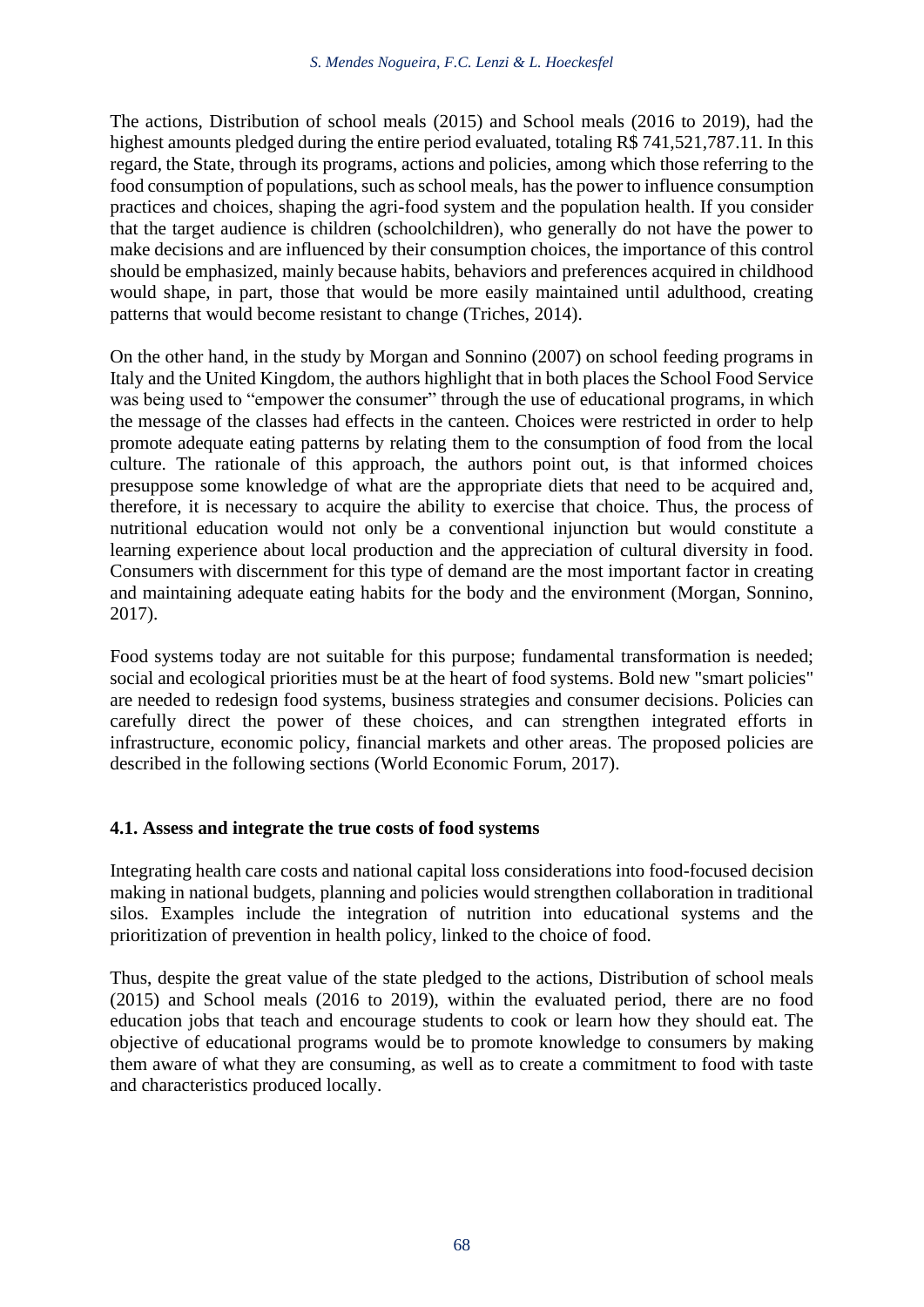The actions, Distribution of school meals (2015) and School meals (2016 to 2019), had the highest amounts pledged during the entire period evaluated, totaling R$ 741,521,787.11. In this regard, the State, through its programs, actions and policies, among which those referring to the food consumption of populations, such as school meals, has the power to influence consumption practices and choices, shaping the agri-food system and the population health. If you consider that the target audience is children (schoolchildren), who generally do not have the power to make decisions and are influenced by their consumption choices, the importance of this control should be emphasized, mainly because habits, behaviors and preferences acquired in childhood would shape, in part, those that would be more easily maintained until adulthood, creating patterns that would become resistant to change (Triches, 2014).

On the other hand, in the study by Morgan and Sonnino (2007) on school feeding programs in Italy and the United Kingdom, the authors highlight that in both places the School Food Service was being used to "empower the consumer" through the use of educational programs, in which the message of the classes had effects in the canteen. Choices were restricted in order to help promote adequate eating patterns by relating them to the consumption of food from the local culture. The rationale of this approach, the authors point out, is that informed choices presuppose some knowledge of what are the appropriate diets that need to be acquired and, therefore, it is necessary to acquire the ability to exercise that choice. Thus, the process of nutritional education would not only be a conventional injunction but would constitute a learning experience about local production and the appreciation of cultural diversity in food. Consumers with discernment for this type of demand are the most important factor in creating and maintaining adequate eating habits for the body and the environment (Morgan, Sonnino, 2017).

Food systems today are not suitable for this purpose; fundamental transformation is needed; social and ecological priorities must be at the heart of food systems. Bold new "smart policies" are needed to redesign food systems, business strategies and consumer decisions. Policies can carefully direct the power of these choices, and can strengthen integrated efforts in infrastructure, economic policy, financial markets and other areas. The proposed policies are described in the following sections (World Economic Forum, 2017).

### 4.1. Assess and integrate the true costs of food systems

Integrating health care costs and national capital loss considerations into food-focused decision making in national budgets, planning and policies would strengthen collaboration in traditional silos. Examples include the integration of nutrition into educational systems and the prioritization of prevention in health policy, linked to the choice of food.

Thus, despite the great value of the state pledged to the actions, Distribution of school meals (2015) and School meals (2016 to 2019), within the evaluated period, there are no food education jobs that teach and encourage students to cook or learn how they should eat. The objective of educational programs would be to promote knowledge to consumers by making them aware of what they are consuming, as well as to create a commitment to food with taste and characteristics produced locally.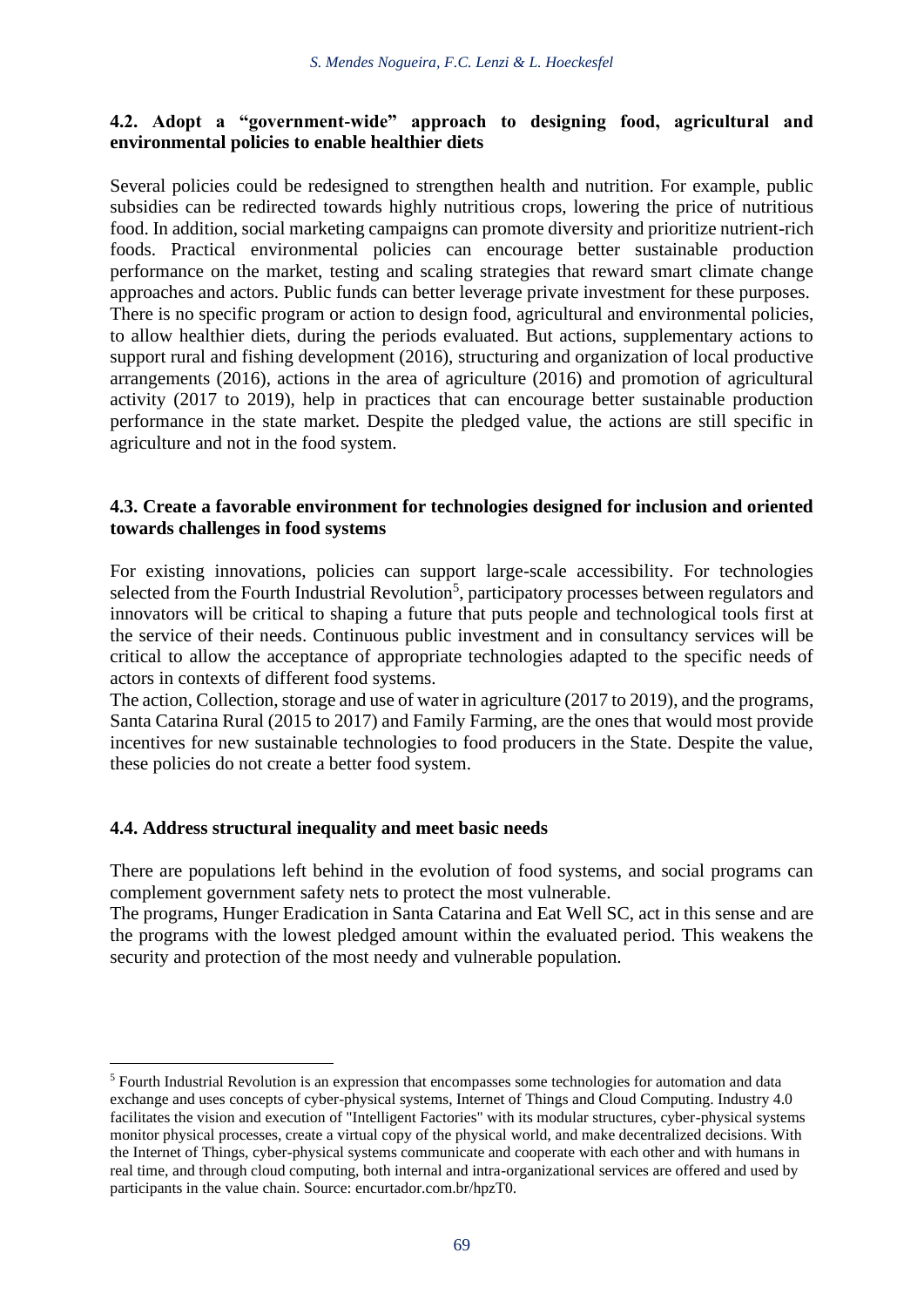### 4.2. Adopt a "government-wide" approach to designing food, agricultural and environmental policies to enable healthier diets

Several policies could be redesigned to strengthen health and nutrition. For example, public subsidies can be redirected towards highly nutritious crops, lowering the price of nutritious food. In addition, social marketing campaigns can promote diversity and prioritize nutrient-rich foods. Practical environmental policies can encourage better sustainable production performance on the market, testing and scaling strategies that reward smart climate change approaches and actors. Public funds can better leverage private investment for these purposes. There is no specific program or action to design food, agricultural and environmental policies, to allow healthier diets, during the periods evaluated. But actions, supplementary actions to support rural and fishing development (2016), structuring and organization of local productive arrangements (2016), actions in the area of agriculture (2016) and promotion of agricultural activity (2017 to 2019), help in practices that can encourage better sustainable production performance in the state market. Despite the pledged value, the actions are still specific in agriculture and not in the food system.

### 4.3. Create a favorable environment for technologies designed for inclusion and oriented towards challenges in food systems

For existing innovations, policies can support large-scale accessibility. For technologies selected from the Fourth Industrial Revolution[5], participatory processes between regulators and innovators will be critical to shaping a future that puts people and technological tools first at the service of their needs. Continuous public investment and in consultancy services will be critical to allow the acceptance of appropriate technologies adapted to the specific needs of actors in contexts of different food systems.

The action, Collection, storage and use of water in agriculture (2017 to 2019), and the programs, Santa Catarina Rural (2015 to 2017) and Family Farming, are the ones that would most provide incentives for new sustainable technologies to food producers in the State. Despite the value, these policies do not create a better food system.

### 4.4. Address structural inequality and meet basic needs

There are populations left behind in the evolution of food systems, and social programs can complement government safety nets to protect the most vulnerable.

The programs, Hunger Eradication in Santa Catarina and Eat Well SC, act in this sense and are the programs with the lowest pledged amount within the evaluated period. This weakens the security and protection of the most needy and vulnerable population.

[5] Fourth Industrial Revolution is an expression that encompasses some technologies for automation and data exchange and uses concepts of cyber-physical systems, Internet of Things and Cloud Computing. Industry 4.0 facilitates the vision and execution of "Intelligent Factories" with its modular structures, cyber-physical systems monitor physical processes, create a virtual copy of the physical world, and make decentralized decisions. With the Internet of Things, cyber-physical systems communicate and cooperate with each other and with humans in real time, and through cloud computing, both internal and intra-organizational services are offered and used by participants in the value chain. Source: encurtador.com.br/hpzT0.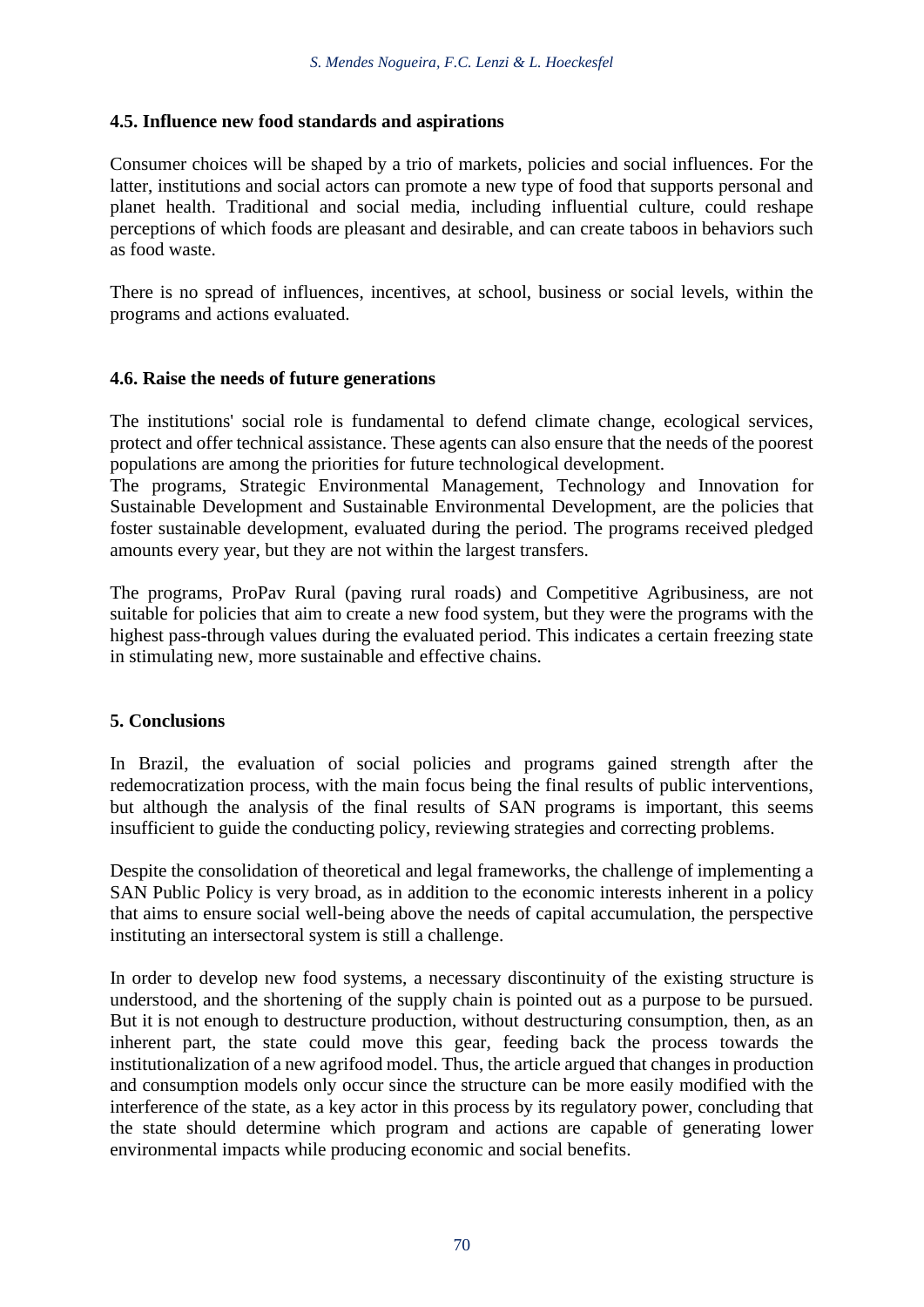### 4.5. Influence new food standards and aspirations

Consumer choices will be shaped by a trio of markets, policies and social influences. For the latter, institutions and social actors can promote a new type of food that supports personal and planet health. Traditional and social media, including influential culture, could reshape perceptions of which foods are pleasant and desirable, and can create taboos in behaviors such as food waste.

There is no spread of influences, incentives, at school, business or social levels, within the programs and actions evaluated.

### 4.6. Raise the needs of future generations

The institutions' social role is fundamental to defend climate change, ecological services, protect and offer technical assistance. These agents can also ensure that the needs of the poorest populations are among the priorities for future technological development.
The programs, Strategic Environmental Management, Technology and Innovation for Sustainable Development and Sustainable Environmental Development, are the policies that foster sustainable development, evaluated during the period. The programs received pledged amounts every year, but they are not within the largest transfers.

The programs, ProPav Rural (paving rural roads) and Competitive Agribusiness, are not suitable for policies that aim to create a new food system, but they were the programs with the highest pass-through values during the evaluated period. This indicates a certain freezing state in stimulating new, more sustainable and effective chains.

## 5. Conclusions

In Brazil, the evaluation of social policies and programs gained strength after the redemocratization process, with the main focus being the final results of public interventions, but although the analysis of the final results of SAN programs is important, this seems insufficient to guide the conducting policy, reviewing strategies and correcting problems.

Despite the consolidation of theoretical and legal frameworks, the challenge of implementing a SAN Public Policy is very broad, as in addition to the economic interests inherent in a policy that aims to ensure social well-being above the needs of capital accumulation, the perspective instituting an intersectoral system is still a challenge.

In order to develop new food systems, a necessary discontinuity of the existing structure is understood, and the shortening of the supply chain is pointed out as a purpose to be pursued. But it is not enough to destructure production, without destructuring consumption, then, as an inherent part, the state could move this gear, feeding back the process towards the institutionalization of a new agrifood model. Thus, the article argued that changes in production and consumption models only occur since the structure can be more easily modified with the interference of the state, as a key actor in this process by its regulatory power, concluding that the state should determine which program and actions are capable of generating lower environmental impacts while producing economic and social benefits.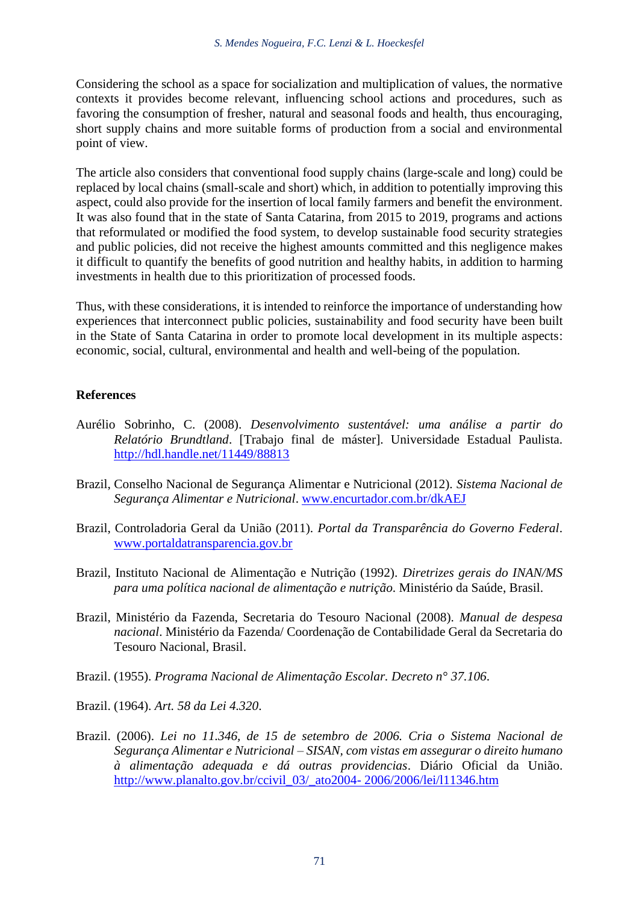Considering the school as a space for socialization and multiplication of values, the normative contexts it provides become relevant, influencing school actions and procedures, such as favoring the consumption of fresher, natural and seasonal foods and health, thus encouraging, short supply chains and more suitable forms of production from a social and environmental point of view.

The article also considers that conventional food supply chains (large-scale and long) could be replaced by local chains (small-scale and short) which, in addition to potentially improving this aspect, could also provide for the insertion of local family farmers and benefit the environment. It was also found that in the state of Santa Catarina, from 2015 to 2019, programs and actions that reformulated or modified the food system, to develop sustainable food security strategies and public policies, did not receive the highest amounts committed and this negligence makes it difficult to quantify the benefits of good nutrition and healthy habits, in addition to harming investments in health due to this prioritization of processed foods.

Thus, with these considerations, it is intended to reinforce the importance of understanding how experiences that interconnect public policies, sustainability and food security have been built in the State of Santa Catarina in order to promote local development in its multiple aspects: economic, social, cultural, environmental and health and well-being of the population.

## References

Aurélio Sobrinho, C. (2008). *Desenvolvimento sustentável: uma análise a partir do Relatório Brundtland*. [Trabajo final de máster]. Universidade Estadual Paulista. http://hdl.handle.net/11449/88813

Brazil, Conselho Nacional de Segurança Alimentar e Nutricional (2012). *Sistema Nacional de Segurança Alimentar e Nutricional*. www.encurtador.com.br/dkAEJ

Brazil, Controladoria Geral da União (2011). *Portal da Transparência do Governo Federal*. www.portaldatransparencia.gov.br

Brazil, Instituto Nacional de Alimentação e Nutrição (1992). *Diretrizes gerais do INAN/MS para uma política nacional de alimentação e nutrição*. Ministério da Saúde, Brasil.

Brazil, Ministério da Fazenda, Secretaria do Tesouro Nacional (2008). *Manual de despesa nacional*. Ministério da Fazenda/ Coordenação de Contabilidade Geral da Secretaria do Tesouro Nacional, Brasil.

Brazil. (1955). *Programa Nacional de Alimentação Escolar. Decreto n° 37.106*.

Brazil. (1964). *Art. 58 da Lei 4.320*.

Brazil. (2006). *Lei no 11.346, de 15 de setembro de 2006. Cria o Sistema Nacional de Segurança Alimentar e Nutricional – SISAN, com vistas em assegurar o direito humano à alimentação adequada e dá outras providencias*. Diário Oficial da União. http://www.planalto.gov.br/ccivil_03/_ato2004- 2006/2006/lei/l11346.htm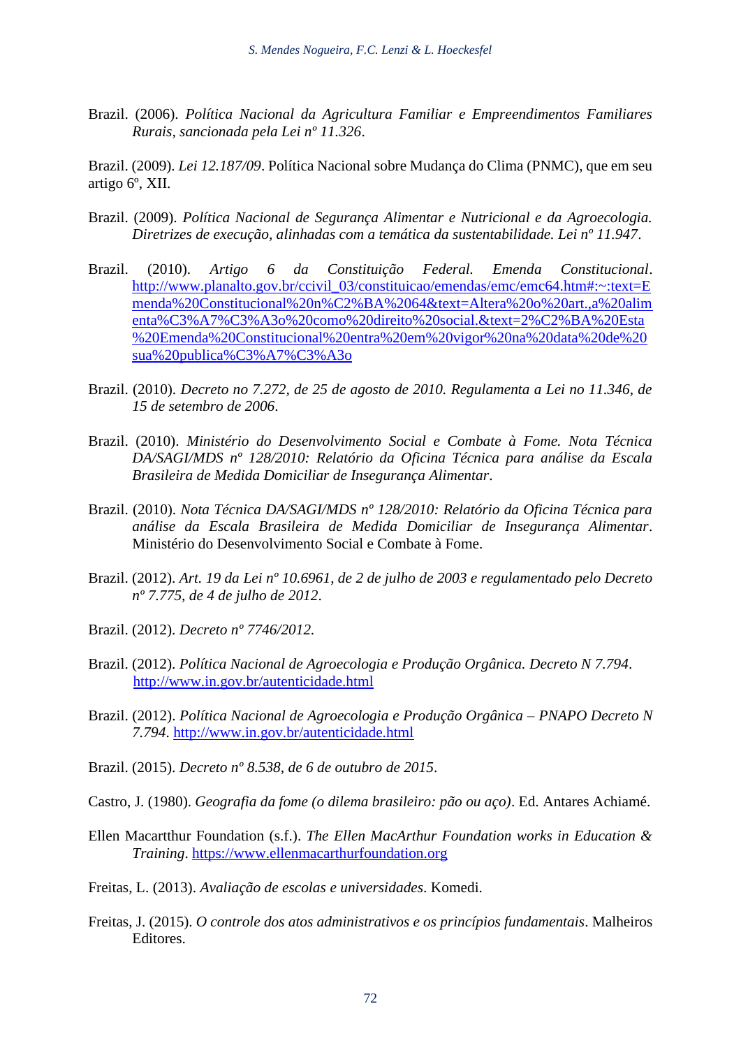Brazil. (2006). *Política Nacional da Agricultura Familiar e Empreendimentos Familiares Rurais, sancionada pela Lei nº 11.326*.

Brazil. (2009). *Lei 12.187/09*. Política Nacional sobre Mudança do Clima (PNMC), que em seu artigo 6º, XII.

Brazil. (2009). *Política Nacional de Segurança Alimentar e Nutricional e da Agroecologia. Diretrizes de execução, alinhadas com a temática da sustentabilidade. Lei nº 11.947*.

Brazil. (2010). *Artigo 6 da Constituição Federal. Emenda Constitucional*. http://www.planalto.gov.br/ccivil_03/constituicao/emendas/emc/emc64.htm#:~:text=Emenda%20Constitucional%20n%C2%BA%2064&text=Altera%20o%20art.,a%20alimenta%C3%A7%C3%A3o%20como%20direito%20social.&text=2%C2%BA%20Esta%20Emenda%20Constitucional%20entra%20em%20vigor%20na%20data%20de%20sua%20publica%C3%A7%C3%A3o

Brazil. (2010). *Decreto no 7.272, de 25 de agosto de 2010. Regulamenta a Lei no 11.346, de 15 de setembro de 2006*.

Brazil. (2010). *Ministério do Desenvolvimento Social e Combate à Fome. Nota Técnica DA/SAGI/MDS nº 128/2010: Relatório da Oficina Técnica para análise da Escala Brasileira de Medida Domiciliar de Insegurança Alimentar*.

Brazil. (2010). *Nota Técnica DA/SAGI/MDS nº 128/2010: Relatório da Oficina Técnica para análise da Escala Brasileira de Medida Domiciliar de Insegurança Alimentar*. Ministério do Desenvolvimento Social e Combate à Fome.

Brazil. (2012). *Art. 19 da Lei nº 10.6961, de 2 de julho de 2003 e regulamentado pelo Decreto nº 7.775, de 4 de julho de 2012*.

Brazil. (2012). *Decreto nº 7746/2012.*

Brazil. (2012). *Política Nacional de Agroecologia e Produção Orgânica. Decreto N 7.794*. http://www.in.gov.br/autenticidade.html

Brazil. (2012). *Política Nacional de Agroecologia e Produção Orgânica – PNAPO Decreto N 7.794*. http://www.in.gov.br/autenticidade.html

Brazil. (2015). *Decreto nº 8.538, de 6 de outubro de 2015*.

Castro, J. (1980). *Geografia da fome (o dilema brasileiro: pão ou aço)*. Ed. Antares Achiamé.

Ellen Macartthur Foundation (s.f.). *The Ellen MacArthur Foundation works in Education & Training*. https://www.ellenmacarthurfoundation.org

Freitas, L. (2013). *Avaliação de escolas e universidades*. Komedi.

Freitas, J. (2015). *O controle dos atos administrativos e os princípios fundamentais*. Malheiros Editores.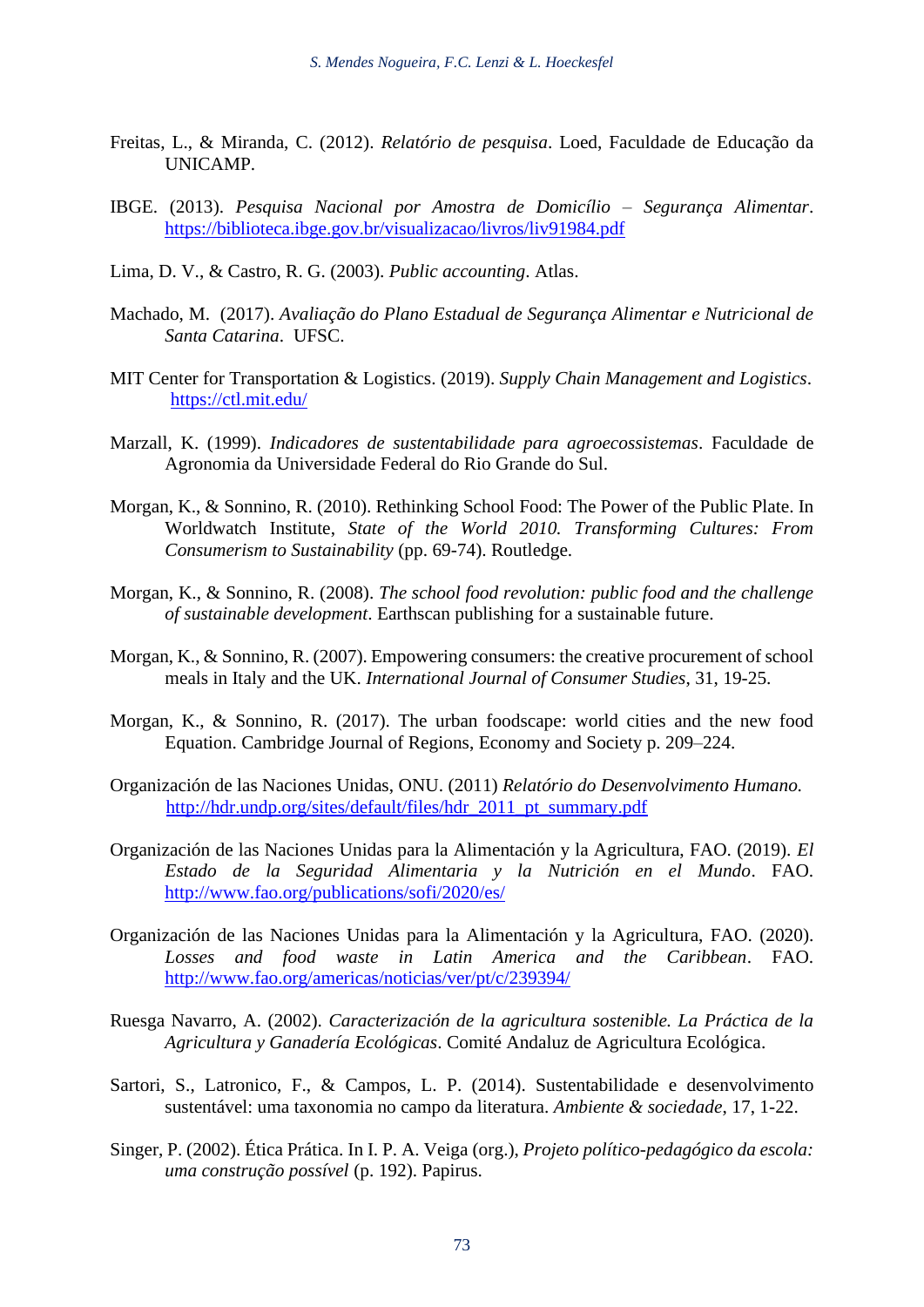Freitas, L., & Miranda, C. (2012). *Relatório de pesquisa*. Loed, Faculdade de Educação da UNICAMP.

IBGE. (2013). *Pesquisa Nacional por Amostra de Domicílio – Segurança Alimentar*. https://biblioteca.ibge.gov.br/visualizacao/livros/liv91984.pdf

Lima, D. V., & Castro, R. G. (2003). *Public accounting*. Atlas.

Machado, M. (2017). *Avaliação do Plano Estadual de Segurança Alimentar e Nutricional de Santa Catarina*. UFSC.

MIT Center for Transportation & Logistics. (2019). *Supply Chain Management and Logistics*. https://ctl.mit.edu/

Marzall, K. (1999). *Indicadores de sustentabilidade para agroecossistemas*. Faculdade de Agronomia da Universidade Federal do Rio Grande do Sul.

Morgan, K., & Sonnino, R. (2010). Rethinking School Food: The Power of the Public Plate. In Worldwatch Institute, *State of the World 2010. Transforming Cultures: From Consumerism to Sustainability* (pp. 69-74). Routledge.

Morgan, K., & Sonnino, R. (2008). *The school food revolution: public food and the challenge of sustainable development*. Earthscan publishing for a sustainable future.

Morgan, K., & Sonnino, R. (2007). Empowering consumers: the creative procurement of school meals in Italy and the UK. *International Journal of Consumer Studies*, 31, 19-25.

Morgan, K., & Sonnino, R. (2017). The urban foodscape: world cities and the new food Equation. Cambridge Journal of Regions, Economy and Society p. 209–224.

Organización de las Naciones Unidas, ONU. (2011) *Relatório do Desenvolvimento Humano.* http://hdr.undp.org/sites/default/files/hdr_2011_pt_summary.pdf

Organización de las Naciones Unidas para la Alimentación y la Agricultura, FAO. (2019). *El Estado de la Seguridad Alimentaria y la Nutrición en el Mundo*. FAO. http://www.fao.org/publications/sofi/2020/es/

Organización de las Naciones Unidas para la Alimentación y la Agricultura, FAO. (2020). *Losses and food waste in Latin America and the Caribbean*. FAO. http://www.fao.org/americas/noticias/ver/pt/c/239394/

Ruesga Navarro, A. (2002). *Caracterización de la agricultura sostenible. La Práctica de la Agricultura y Ganadería Ecológicas*. Comité Andaluz de Agricultura Ecológica.

Sartori, S., Latronico, F., & Campos, L. P. (2014). Sustentabilidade e desenvolvimento sustentável: uma taxonomia no campo da literatura. *Ambiente & sociedade*, 17, 1-22.

Singer, P. (2002). Ética Prática. In I. P. A. Veiga (org.), *Projeto político-pedagógico da escola: uma construção possível* (p. 192). Papirus.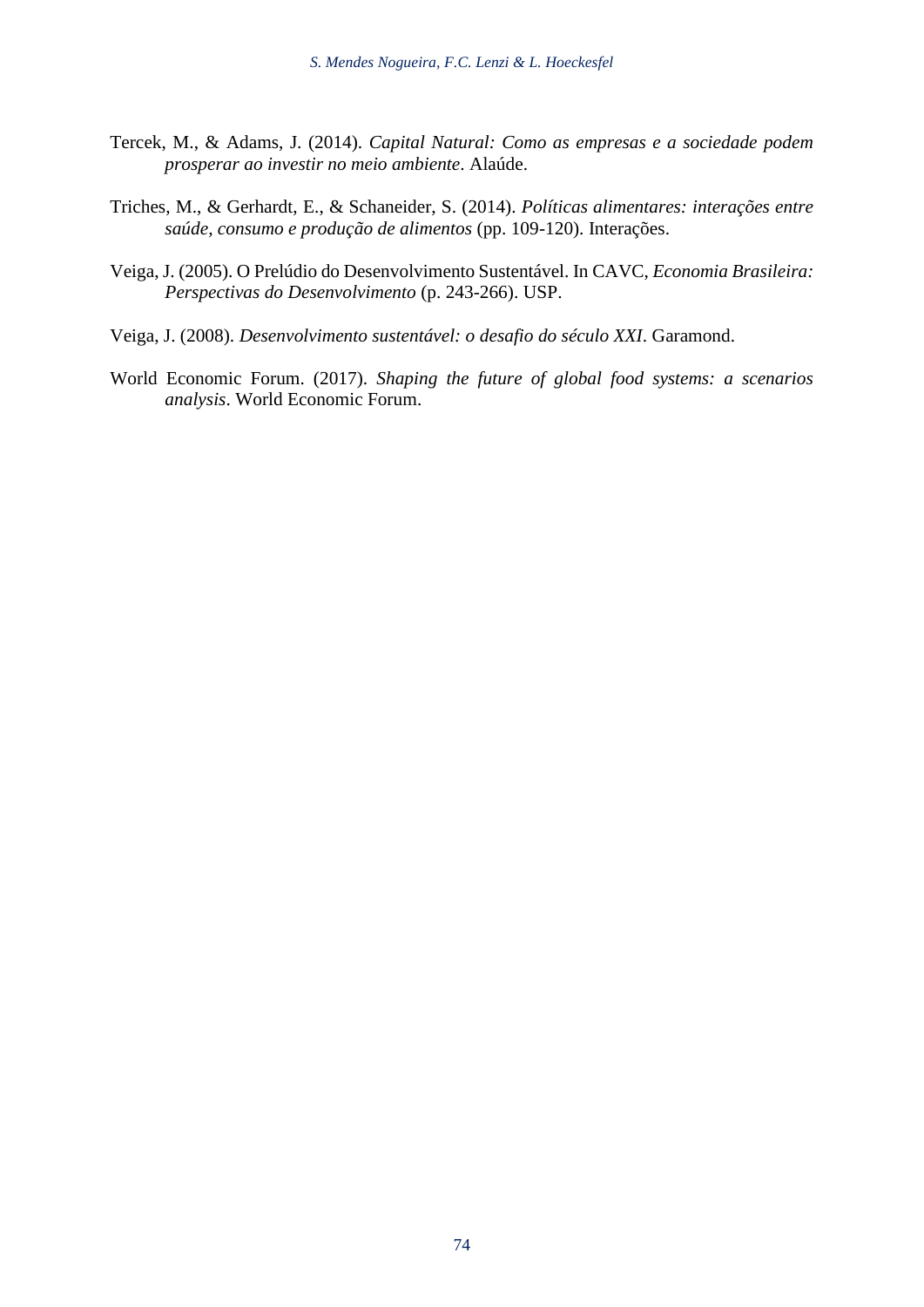Tercek, M., & Adams, J. (2014). *Capital Natural: Como as empresas e a sociedade podem prosperar ao investir no meio ambiente*. Alaúde.

Triches, M., & Gerhardt, E., & Schaneider, S. (2014). *Políticas alimentares: interações entre saúde, consumo e produção de alimentos* (pp. 109-120). Interações.

Veiga, J. (2005). O Prelúdio do Desenvolvimento Sustentável. In CAVC, *Economia Brasileira: Perspectivas do Desenvolvimento* (p. 243-266). USP.

Veiga, J. (2008). *Desenvolvimento sustentável: o desafio do século XXI*. Garamond.

World Economic Forum. (2017). *Shaping the future of global food systems: a scenarios analysis*. World Economic Forum.